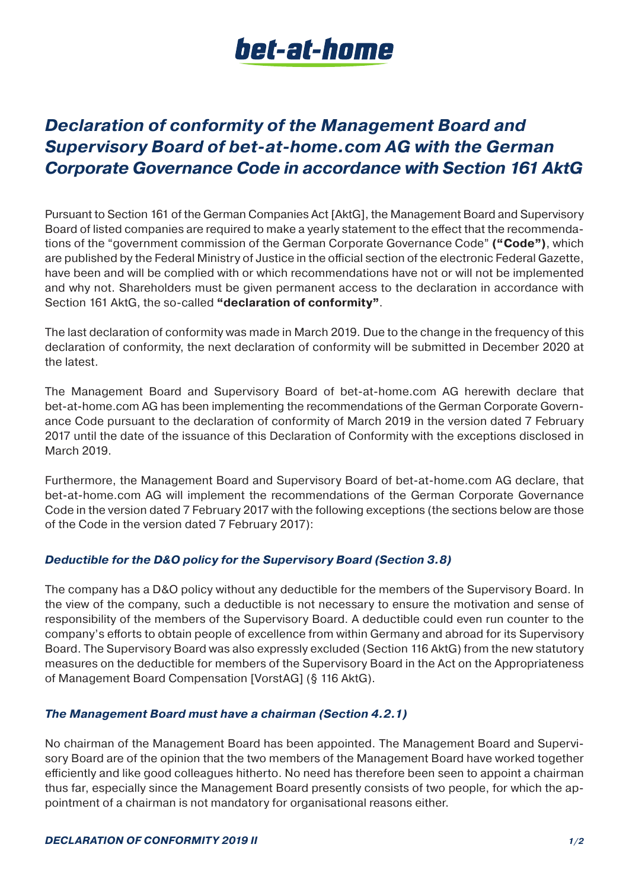# Declaration of conformity of the Management Board and Supervisory Board of bet-at-home.com AG with the German Corporate Governance Code in accordance with Section 161 AktG

Pursuant to Section 161 of the German Companies Act [AktG], the Management Board and Supervisory Board of listed companies are required to make a yearly statement to the effect that the recommendations of the "government commission of the German Corporate Governance Code" **("Code")**, which are published by the Federal Ministry of Justice in the official section of the electronic Federal Gazette, have been and will be complied with or which recommendations have not or will not be implemented and why not. Shareholders must be given permanent access to the declaration in accordance with Section 161 AktG, the so-called **"declaration of conformity"**.

The last declaration of conformity was made in March 2019. Due to the change in the frequency of this declaration of conformity, the next declaration of conformity will be submitted in December 2020 at the latest.

The Management Board and Supervisory Board of bet-at-home.com AG herewith declare that bet-at-home.com AG has been implementing the recommendations of the German Corporate Governance Code pursuant to the declaration of conformity of March 2019 in the version dated 7 February 2017 until the date of the issuance of this Declaration of Conformity with the exceptions disclosed in March 2019.

Furthermore, the Management Board and Supervisory Board of bet-at-home.com AG declare, that bet-at-home.com AG will implement the recommendations of the German Corporate Governance Code in the version dated 7 February 2017 with the following exceptions (the sections below are those of the Code in the version dated 7 February 2017):

### *Deductible for the D&O policy for the Supervisory Board (Section 3.8)*

The company has a D&O policy without any deductible for the members of the Supervisory Board. In the view of the company, such a deductible is not necessary to ensure the motivation and sense of responsibility of the members of the Supervisory Board. A deductible could even run counter to the company's efforts to obtain people of excellence from within Germany and abroad for its Supervisory Board. The Supervisory Board was also expressly excluded (Section 116 AktG) from the new statutory measures on the deductible for members of the Supervisory Board in the Act on the Appropriateness of Management Board Compensation [VorstAG] (§ 116 AktG).

### *The Management Board must have a chairman (Section 4.2.1)*

No chairman of the Management Board has been appointed. The Management Board and Supervisory Board are of the opinion that the two members of the Management Board have worked together efficiently and like good colleagues hitherto. No need has therefore been seen to appoint a chairman thus far, especially since the Management Board presently consists of two people, for which the appointment of a chairman is not mandatory for organisational reasons either.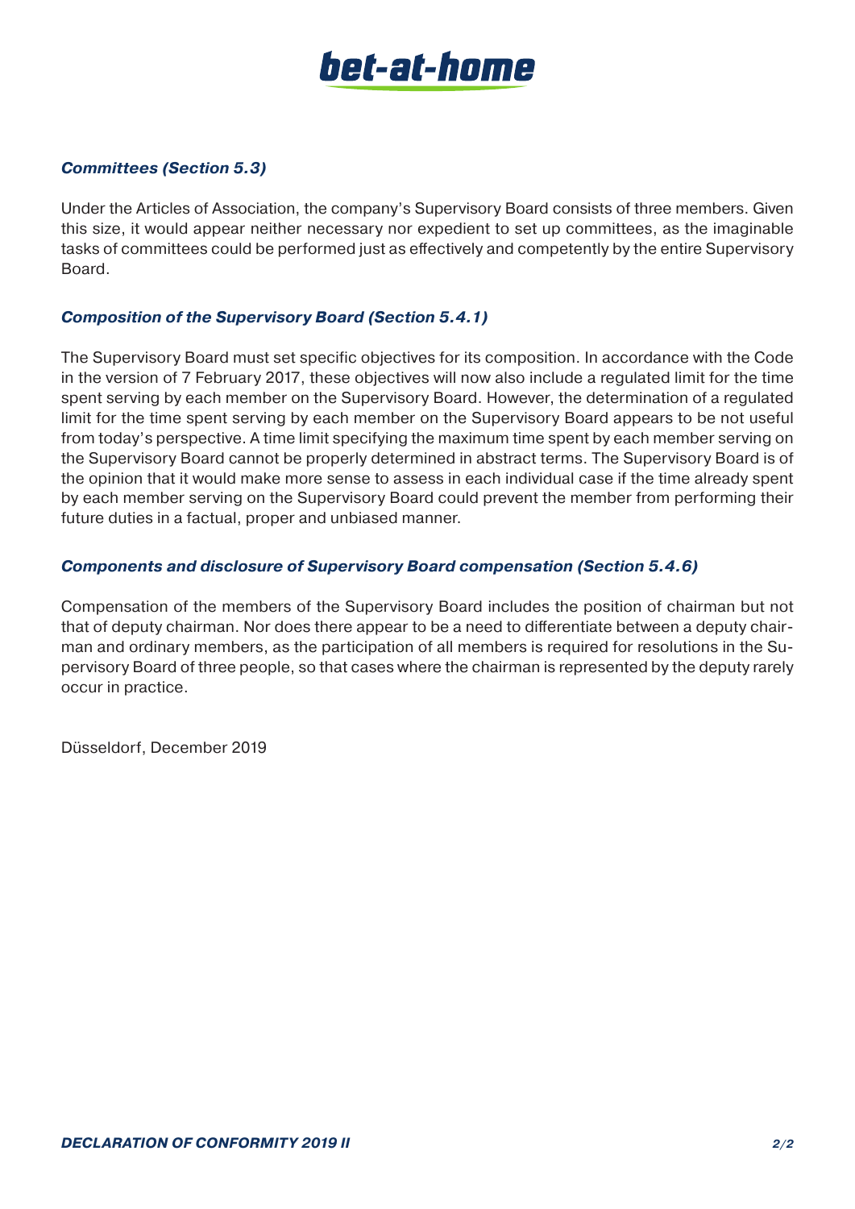### *Committees (Section 5.3)*

Under the Articles of Association, the company's Supervisory Board consists of three members. Given this size, it would appear neither necessary nor expedient to set up committees, as the imaginable tasks of committees could be performed just as effectively and competently by the entire Supervisory Board.

### *Composition of the Supervisory Board (Section 5.4.1)*

The Supervisory Board must set specific objectives for its composition. In accordance with the Code in the version of 7 February 2017, these objectives will now also include a regulated limit for the time spent serving by each member on the Supervisory Board. However, the determination of a regulated limit for the time spent serving by each member on the Supervisory Board appears to be not useful from today's perspective. A time limit specifying the maximum time spent by each member serving on the Supervisory Board cannot be properly determined in abstract terms. The Supervisory Board is of the opinion that it would make more sense to assess in each individual case if the time already spent by each member serving on the Supervisory Board could prevent the member from performing their future duties in a factual, proper and unbiased manner.

### *Components and disclosure of Supervisory Board compensation (Section 5.4.6)*

Compensation of the members of the Supervisory Board includes the position of chairman but not that of deputy chairman. Nor does there appear to be a need to differentiate between a deputy chairman and ordinary members, as the participation of all members is required for resolutions in the Supervisory Board of three people, so that cases where the chairman is represented by the deputy rarely occur in practice.

Düsseldorf, December 2019